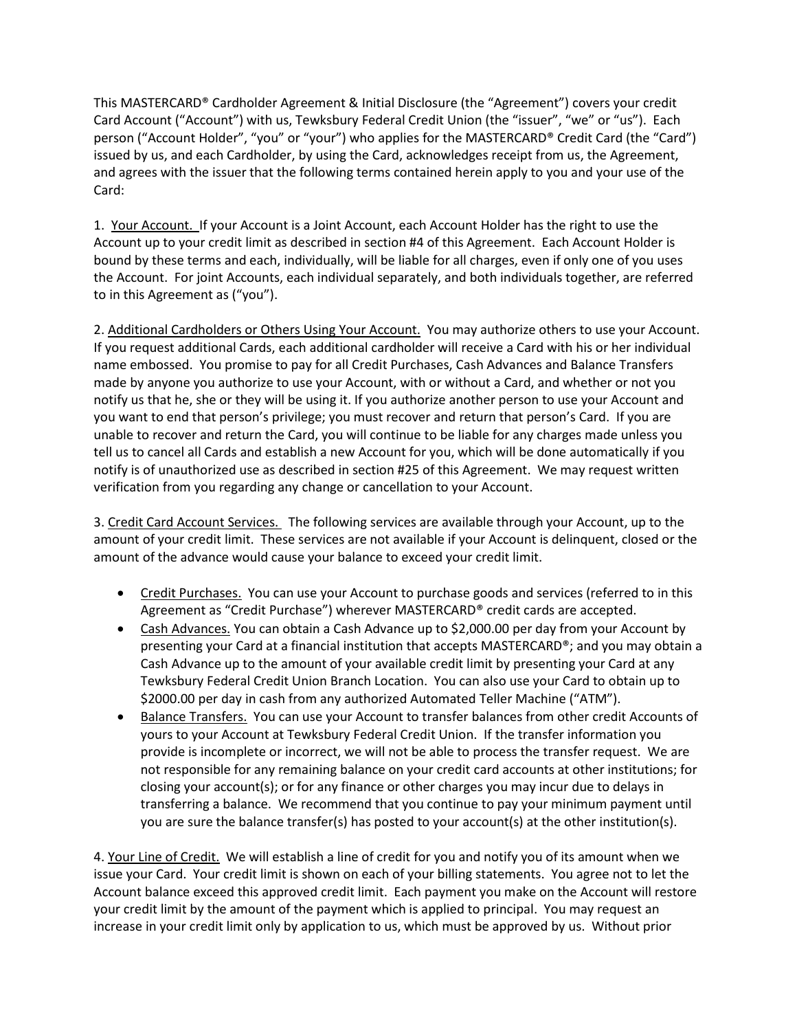This MASTERCARD® Cardholder Agreement & Initial Disclosure (the "Agreement") covers your credit Card Account ("Account") with us, Tewksbury Federal Credit Union (the "issuer", "we" or "us"). Each person ("Account Holder", "you" or "your") who applies for the MASTERCARD® Credit Card (the "Card") issued by us, and each Cardholder, by using the Card, acknowledges receipt from us, the Agreement, and agrees with the issuer that the following terms contained herein apply to you and your use of the Card:

1. Your Account. If your Account is a Joint Account, each Account Holder has the right to use the Account up to your credit limit as described in section #4 of this Agreement. Each Account Holder is bound by these terms and each, individually, will be liable for all charges, even if only one of you uses the Account. For joint Accounts, each individual separately, and both individuals together, are referred to in this Agreement as ("you").

2. Additional Cardholders or Others Using Your Account. You may authorize others to use your Account. If you request additional Cards, each additional cardholder will receive a Card with his or her individual name embossed. You promise to pay for all Credit Purchases, Cash Advances and Balance Transfers made by anyone you authorize to use your Account, with or without a Card, and whether or not you notify us that he, she or they will be using it. If you authorize another person to use your Account and you want to end that person's privilege; you must recover and return that person's Card. If you are unable to recover and return the Card, you will continue to be liable for any charges made unless you tell us to cancel all Cards and establish a new Account for you, which will be done automatically if you notify is of unauthorized use as described in section #25 of this Agreement. We may request written verification from you regarding any change or cancellation to your Account.

3. Credit Card Account Services. The following services are available through your Account, up to the amount of your credit limit. These services are not available if your Account is delinquent, closed or the amount of the advance would cause your balance to exceed your credit limit.

- Credit Purchases. You can use your Account to purchase goods and services (referred to in this Agreement as "Credit Purchase") wherever MASTERCARD® credit cards are accepted.
- Cash Advances. You can obtain a Cash Advance up to $2,000.00 per day from your Account by presenting your Card at a financial institution that accepts MASTERCARD®; and you may obtain a Cash Advance up to the amount of your available credit limit by presenting your Card at any Tewksbury Federal Credit Union Branch Location. You can also use your Card to obtain up to $2000.00 per day in cash from any authorized Automated Teller Machine ("ATM").
- Balance Transfers. You can use your Account to transfer balances from other credit Accounts of yours to your Account at Tewksbury Federal Credit Union. If the transfer information you provide is incomplete or incorrect, we will not be able to process the transfer request. We are not responsible for any remaining balance on your credit card accounts at other institutions; for closing your account(s); or for any finance or other charges you may incur due to delays in transferring a balance. We recommend that you continue to pay your minimum payment until you are sure the balance transfer(s) has posted to your account(s) at the other institution(s).

4. Your Line of Credit. We will establish a line of credit for you and notify you of its amount when we issue your Card. Your credit limit is shown on each of your billing statements. You agree not to let the Account balance exceed this approved credit limit. Each payment you make on the Account will restore your credit limit by the amount of the payment which is applied to principal. You may request an increase in your credit limit only by application to us, which must be approved by us. Without prior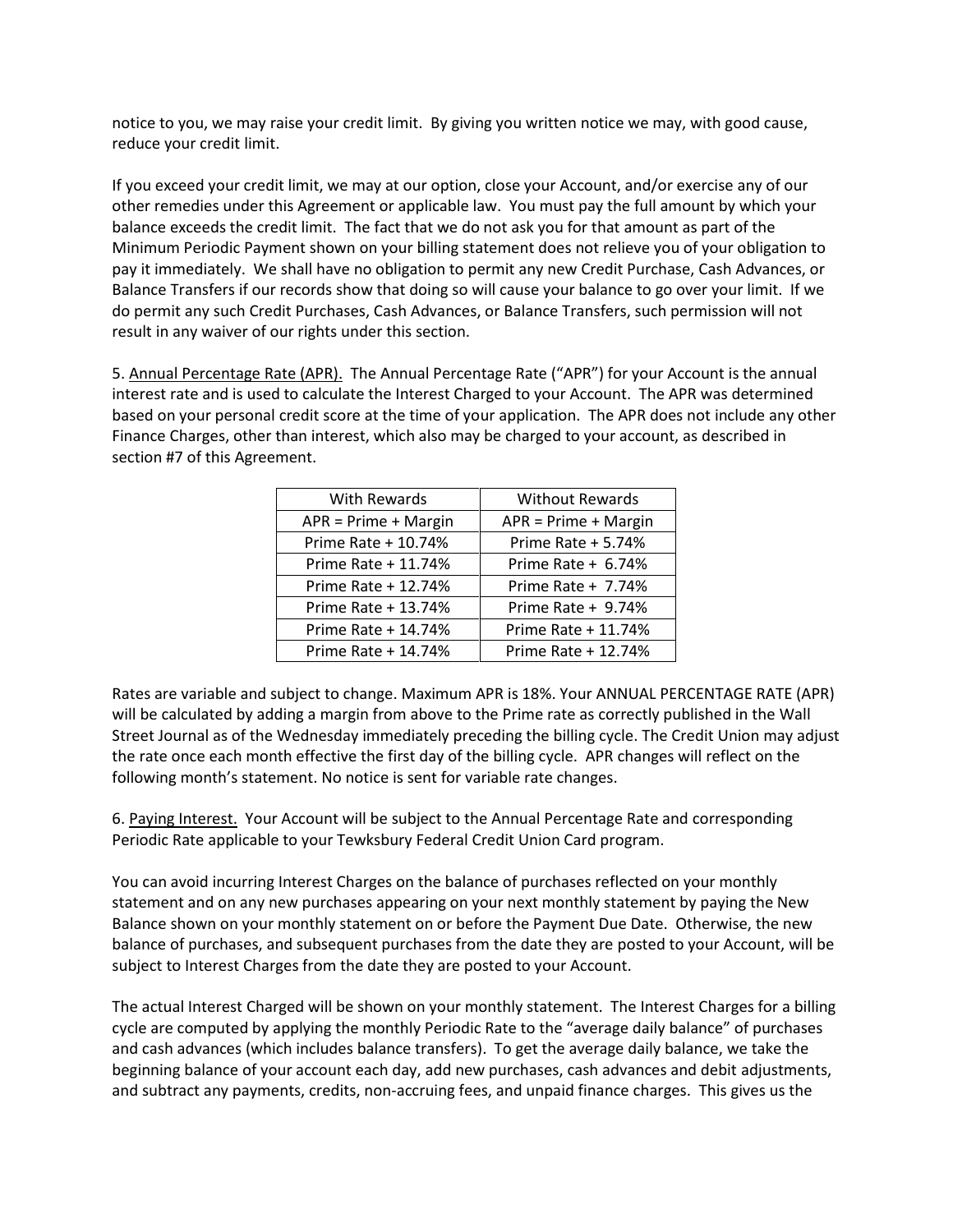notice to you, we may raise your credit limit. By giving you written notice we may, with good cause, reduce your credit limit.

If you exceed your credit limit, we may at our option, close your Account, and/or exercise any of our other remedies under this Agreement or applicable law. You must pay the full amount by which your balance exceeds the credit limit. The fact that we do not ask you for that amount as part of the Minimum Periodic Payment shown on your billing statement does not relieve you of your obligation to pay it immediately. We shall have no obligation to permit any new Credit Purchase, Cash Advances, or Balance Transfers if our records show that doing so will cause your balance to go over your limit. If we do permit any such Credit Purchases, Cash Advances, or Balance Transfers, such permission will not result in any waiver of our rights under this section.

5. <u>Annual Percentage Rate (APR).</u> The Annual Percentage Rate ("APR") for your Account is the annual interest rate and is used to calculate the Interest Charged to your Account. The APR was determined based on your personal credit score at the time of your application. The APR does not include any other Finance Charges, other than interest, which also may be charged to your account, as described in section #7 of this Agreement.

| With Rewards | Without Rewards |
|---|---|
| APR = Prime + Margin | APR = Prime + Margin |
| Prime Rate + 10.74% | Prime Rate + 5.74% |
| Prime Rate + 11.74% | Prime Rate + 6.74% |
| Prime Rate + 12.74% | Prime Rate + 7.74% |
| Prime Rate + 13.74% | Prime Rate + 9.74% |
| Prime Rate + 14.74% | Prime Rate + 11.74% |
| Prime Rate + 14.74% | Prime Rate + 12.74% |

Rates are variable and subject to change. Maximum APR is 18%. Your ANNUAL PERCENTAGE RATE (APR) will be calculated by adding a margin from above to the Prime rate as correctly published in the Wall Street Journal as of the Wednesday immediately preceding the billing cycle. The Credit Union may adjust the rate once each month effective the first day of the billing cycle. APR changes will reflect on the following month's statement. No notice is sent for variable rate changes.

6. <u>Paying Interest.</u> Your Account will be subject to the Annual Percentage Rate and corresponding Periodic Rate applicable to your Tewksbury Federal Credit Union Card program.

You can avoid incurring Interest Charges on the balance of purchases reflected on your monthly statement and on any new purchases appearing on your next monthly statement by paying the New Balance shown on your monthly statement on or before the Payment Due Date. Otherwise, the new balance of purchases, and subsequent purchases from the date they are posted to your Account, will be subject to Interest Charges from the date they are posted to your Account.

The actual Interest Charged will be shown on your monthly statement. The Interest Charges for a billing cycle are computed by applying the monthly Periodic Rate to the "average daily balance" of purchases and cash advances (which includes balance transfers). To get the average daily balance, we take the beginning balance of your account each day, add new purchases, cash advances and debit adjustments, and subtract any payments, credits, non-accruing fees, and unpaid finance charges. This gives us the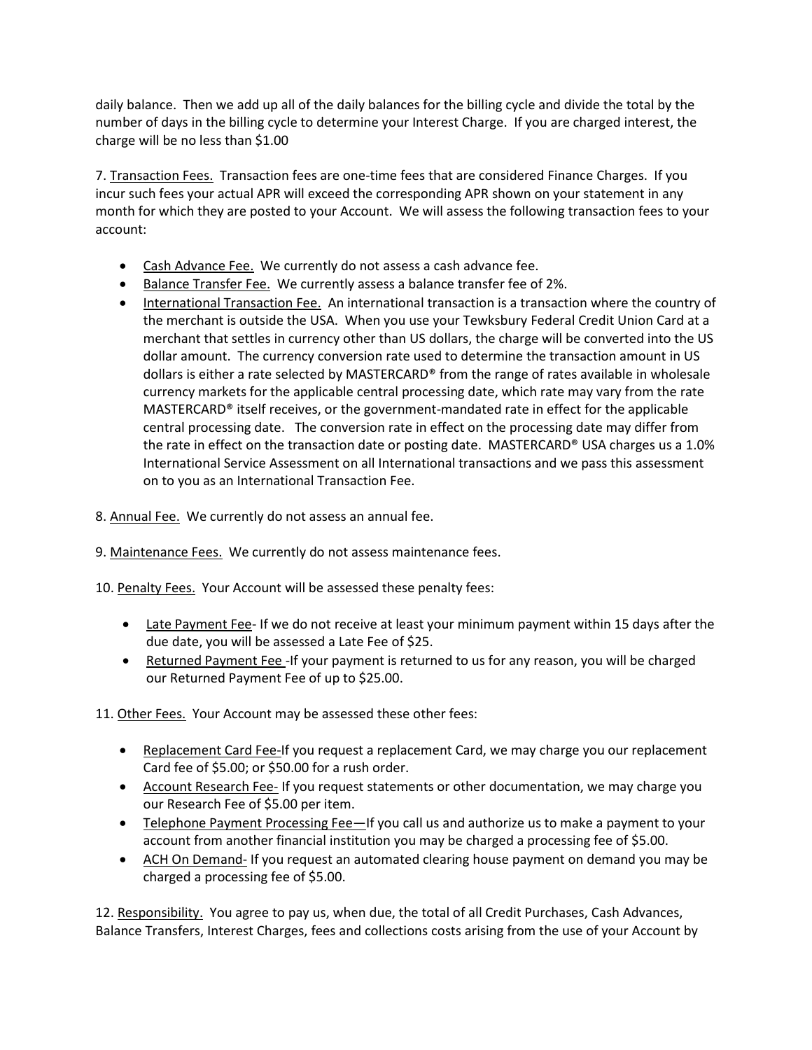daily balance. Then we add up all of the daily balances for the billing cycle and divide the total by the number of days in the billing cycle to determine your Interest Charge. If you are charged interest, the charge will be no less than $1.00

7. <u>Transaction Fees.</u> Transaction fees are one-time fees that are considered Finance Charges. If you incur such fees your actual APR will exceed the corresponding APR shown on your statement in any month for which they are posted to your Account. We will assess the following transaction fees to your account:

- <u>Cash Advance Fee.</u> We currently do not assess a cash advance fee.
- <u>Balance Transfer Fee.</u> We currently assess a balance transfer fee of 2%.
- <u>International Transaction Fee.</u> An international transaction is a transaction where the country of the merchant is outside the USA. When you use your Tewksbury Federal Credit Union Card at a merchant that settles in currency other than US dollars, the charge will be converted into the US dollar amount. The currency conversion rate used to determine the transaction amount in US dollars is either a rate selected by MASTERCARD® from the range of rates available in wholesale currency markets for the applicable central processing date, which rate may vary from the rate MASTERCARD® itself receives, or the government-mandated rate in effect for the applicable central processing date. The conversion rate in effect on the processing date may differ from the rate in effect on the transaction date or posting date. MASTERCARD® USA charges us a 1.0% International Service Assessment on all International transactions and we pass this assessment on to you as an International Transaction Fee.

8. <u>Annual Fee.</u> We currently do not assess an annual fee.

9. <u>Maintenance Fees.</u> We currently do not assess maintenance fees.

10. <u>Penalty Fees.</u> Your Account will be assessed these penalty fees:

- <u>Late Payment Fee</u>- If we do not receive at least your minimum payment within 15 days after the due date, you will be assessed a Late Fee of $25.
- <u>Returned Payment Fee</u> -If your payment is returned to us for any reason, you will be charged our Returned Payment Fee of up to $25.00.

11. <u>Other Fees.</u> Your Account may be assessed these other fees:

- <u>Replacement Card Fee-</u>If you request a replacement Card, we may charge you our replacement Card fee of $5.00; or $50.00 for a rush order.
- <u>Account Research Fee-</u> If you request statements or other documentation, we may charge you our Research Fee of $5.00 per item.
- <u>Telephone Payment Processing Fee—</u>If you call us and authorize us to make a payment to your account from another financial institution you may be charged a processing fee of $5.00.
- <u>ACH On Demand-</u> If you request an automated clearing house payment on demand you may be charged a processing fee of $5.00.

12. <u>Responsibility.</u> You agree to pay us, when due, the total of all Credit Purchases, Cash Advances, Balance Transfers, Interest Charges, fees and collections costs arising from the use of your Account by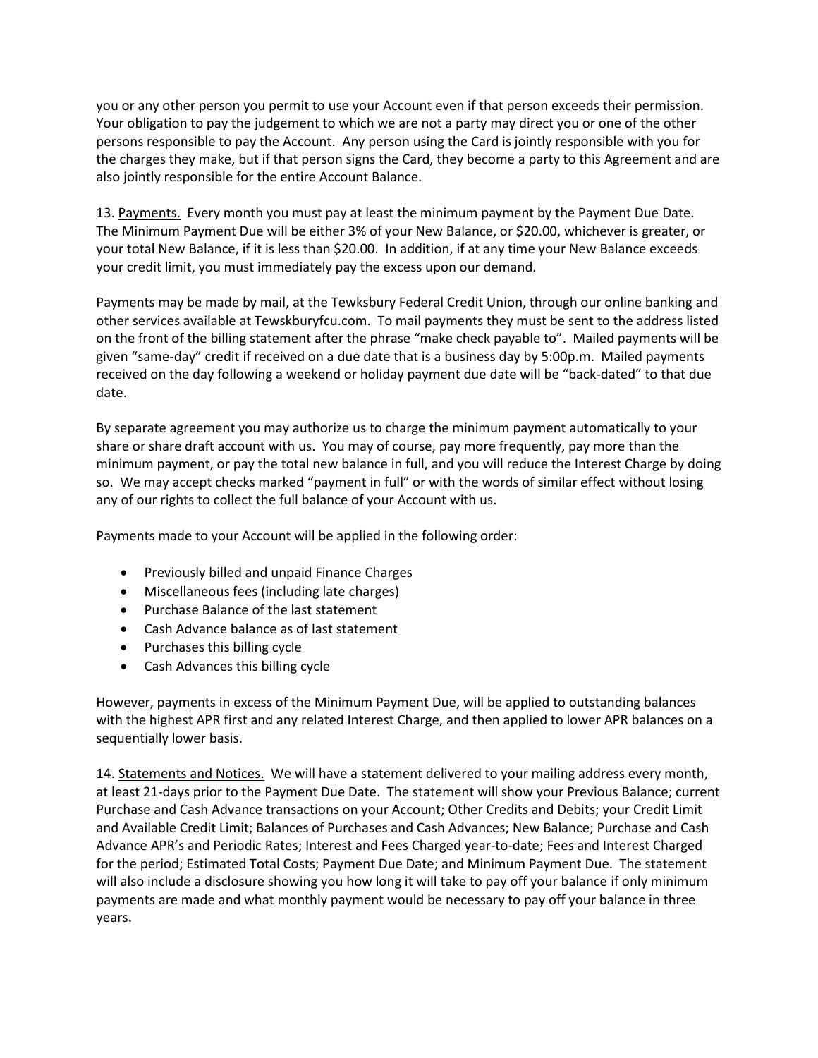you or any other person you permit to use your Account even if that person exceeds their permission. Your obligation to pay the judgement to which we are not a party may direct you or one of the other persons responsible to pay the Account. Any person using the Card is jointly responsible with you for the charges they make, but if that person signs the Card, they become a party to this Agreement and are also jointly responsible for the entire Account Balance.

13. Payments. Every month you must pay at least the minimum payment by the Payment Due Date. The Minimum Payment Due will be either 3% of your New Balance, or $20.00, whichever is greater, or your total New Balance, if it is less than $20.00. In addition, if at any time your New Balance exceeds your credit limit, you must immediately pay the excess upon our demand.

Payments may be made by mail, at the Tewksbury Federal Credit Union, through our online banking and other services available at Tewskburyfcu.com. To mail payments they must be sent to the address listed on the front of the billing statement after the phrase "make check payable to". Mailed payments will be given "same-day" credit if received on a due date that is a business day by 5:00p.m. Mailed payments received on the day following a weekend or holiday payment due date will be "back-dated" to that due date.

By separate agreement you may authorize us to charge the minimum payment automatically to your share or share draft account with us. You may of course, pay more frequently, pay more than the minimum payment, or pay the total new balance in full, and you will reduce the Interest Charge by doing so. We may accept checks marked "payment in full" or with the words of similar effect without losing any of our rights to collect the full balance of your Account with us.

Payments made to your Account will be applied in the following order:

- Previously billed and unpaid Finance Charges
- Miscellaneous fees (including late charges)
- Purchase Balance of the last statement
- Cash Advance balance as of last statement
- Purchases this billing cycle
- Cash Advances this billing cycle

However, payments in excess of the Minimum Payment Due, will be applied to outstanding balances with the highest APR first and any related Interest Charge, and then applied to lower APR balances on a sequentially lower basis.

14. Statements and Notices. We will have a statement delivered to your mailing address every month, at least 21-days prior to the Payment Due Date. The statement will show your Previous Balance; current Purchase and Cash Advance transactions on your Account; Other Credits and Debits; your Credit Limit and Available Credit Limit; Balances of Purchases and Cash Advances; New Balance; Purchase and Cash Advance APR's and Periodic Rates; Interest and Fees Charged year-to-date; Fees and Interest Charged for the period; Estimated Total Costs; Payment Due Date; and Minimum Payment Due. The statement will also include a disclosure showing you how long it will take to pay off your balance if only minimum payments are made and what monthly payment would be necessary to pay off your balance in three years.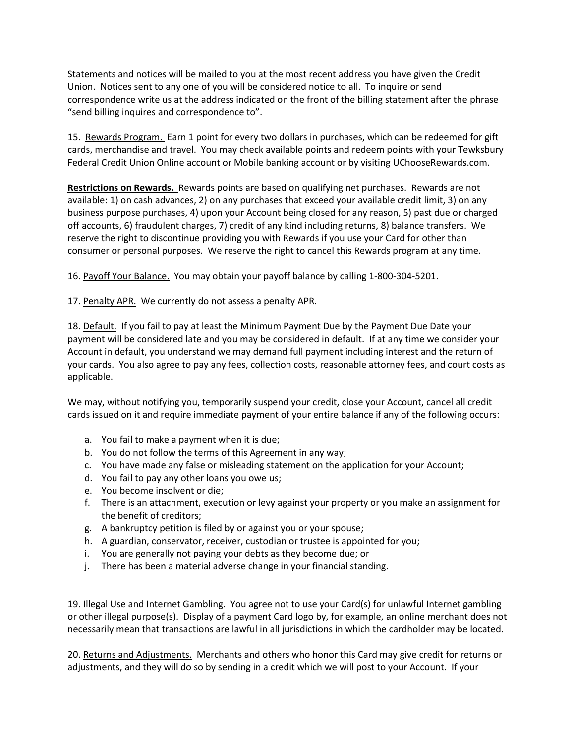Statements and notices will be mailed to you at the most recent address you have given the Credit Union. Notices sent to any one of you will be considered notice to all. To inquire or send correspondence write us at the address indicated on the front of the billing statement after the phrase "send billing inquires and correspondence to".

15. Rewards Program. Earn 1 point for every two dollars in purchases, which can be redeemed for gift cards, merchandise and travel. You may check available points and redeem points with your Tewksbury Federal Credit Union Online account or Mobile banking account or by visiting UChooseRewards.com.

**Restrictions on Rewards.** Rewards points are based on qualifying net purchases. Rewards are not available: 1) on cash advances, 2) on any purchases that exceed your available credit limit, 3) on any business purpose purchases, 4) upon your Account being closed for any reason, 5) past due or charged off accounts, 6) fraudulent charges, 7) credit of any kind including returns, 8) balance transfers. We reserve the right to discontinue providing you with Rewards if you use your Card for other than consumer or personal purposes. We reserve the right to cancel this Rewards program at any time.

16. Payoff Your Balance. You may obtain your payoff balance by calling 1-800-304-5201.

17. Penalty APR. We currently do not assess a penalty APR.

18. Default. If you fail to pay at least the Minimum Payment Due by the Payment Due Date your payment will be considered late and you may be considered in default. If at any time we consider your Account in default, you understand we may demand full payment including interest and the return of your cards. You also agree to pay any fees, collection costs, reasonable attorney fees, and court costs as applicable.

We may, without notifying you, temporarily suspend your credit, close your Account, cancel all credit cards issued on it and require immediate payment of your entire balance if any of the following occurs:

a. You fail to make a payment when it is due;
b. You do not follow the terms of this Agreement in any way;
c. You have made any false or misleading statement on the application for your Account;
d. You fail to pay any other loans you owe us;
e. You become insolvent or die;
f. There is an attachment, execution or levy against your property or you make an assignment for the benefit of creditors;
g. A bankruptcy petition is filed by or against you or your spouse;
h. A guardian, conservator, receiver, custodian or trustee is appointed for you;
i. You are generally not paying your debts as they become due; or
j. There has been a material adverse change in your financial standing.

19. Illegal Use and Internet Gambling. You agree not to use your Card(s) for unlawful Internet gambling or other illegal purpose(s). Display of a payment Card logo by, for example, an online merchant does not necessarily mean that transactions are lawful in all jurisdictions in which the cardholder may be located.

20. Returns and Adjustments. Merchants and others who honor this Card may give credit for returns or adjustments, and they will do so by sending in a credit which we will post to your Account. If your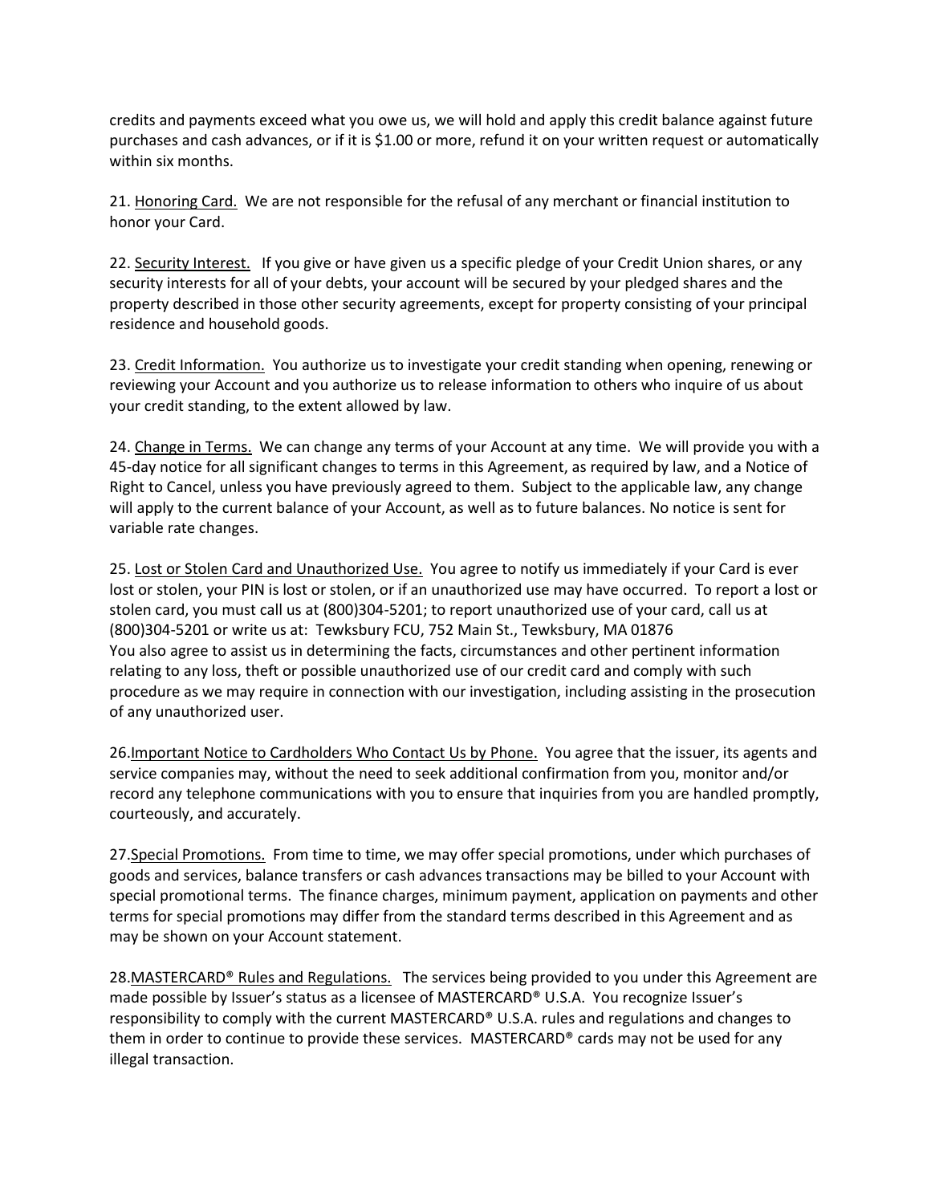credits and payments exceed what you owe us, we will hold and apply this credit balance against future purchases and cash advances, or if it is $1.00 or more, refund it on your written request or automatically within six months.

21. <u>Honoring Card.</u> We are not responsible for the refusal of any merchant or financial institution to honor your Card.

22. <u>Security Interest.</u> If you give or have given us a specific pledge of your Credit Union shares, or any security interests for all of your debts, your account will be secured by your pledged shares and the property described in those other security agreements, except for property consisting of your principal residence and household goods.

23. <u>Credit Information.</u> You authorize us to investigate your credit standing when opening, renewing or reviewing your Account and you authorize us to release information to others who inquire of us about your credit standing, to the extent allowed by law.

24. <u>Change in Terms.</u> We can change any terms of your Account at any time. We will provide you with a 45-day notice for all significant changes to terms in this Agreement, as required by law, and a Notice of Right to Cancel, unless you have previously agreed to them. Subject to the applicable law, any change will apply to the current balance of your Account, as well as to future balances. No notice is sent for variable rate changes.

25. <u>Lost or Stolen Card and Unauthorized Use.</u> You agree to notify us immediately if your Card is ever lost or stolen, your PIN is lost or stolen, or if an unauthorized use may have occurred. To report a lost or stolen card, you must call us at (800)304-5201; to report unauthorized use of your card, call us at (800)304-5201 or write us at: Tewksbury FCU, 752 Main St., Tewksbury, MA 01876
You also agree to assist us in determining the facts, circumstances and other pertinent information relating to any loss, theft or possible unauthorized use of our credit card and comply with such procedure as we may require in connection with our investigation, including assisting in the prosecution of any unauthorized user.

26.<u>Important Notice to Cardholders Who Contact Us by Phone.</u> You agree that the issuer, its agents and service companies may, without the need to seek additional confirmation from you, monitor and/or record any telephone communications with you to ensure that inquiries from you are handled promptly, courteously, and accurately.

27.<u>Special Promotions.</u> From time to time, we may offer special promotions, under which purchases of goods and services, balance transfers or cash advances transactions may be billed to your Account with special promotional terms. The finance charges, minimum payment, application on payments and other terms for special promotions may differ from the standard terms described in this Agreement and as may be shown on your Account statement.

28.<u>MASTERCARD® Rules and Regulations.</u> The services being provided to you under this Agreement are made possible by Issuer's status as a licensee of MASTERCARD® U.S.A. You recognize Issuer's responsibility to comply with the current MASTERCARD® U.S.A. rules and regulations and changes to them in order to continue to provide these services. MASTERCARD® cards may not be used for any illegal transaction.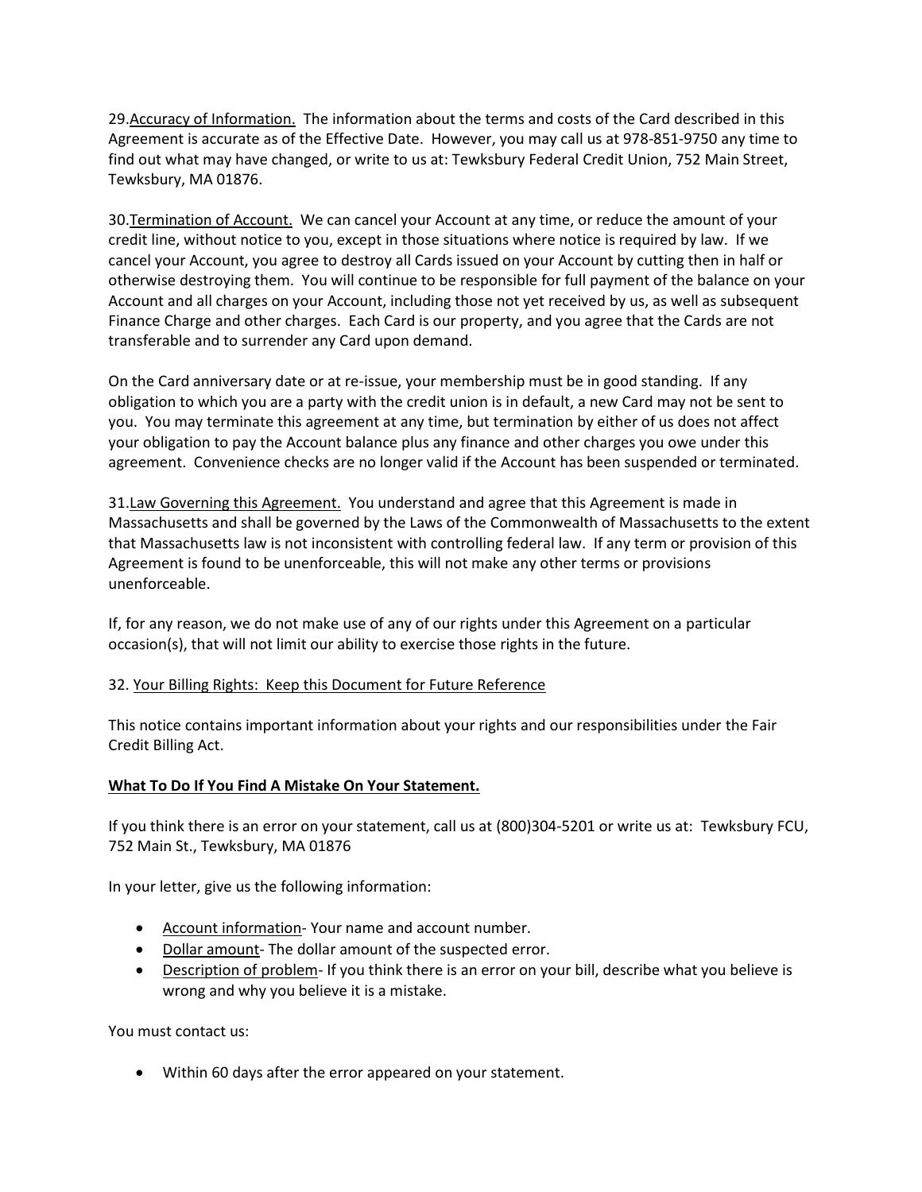29.Accuracy of Information. The information about the terms and costs of the Card described in this Agreement is accurate as of the Effective Date. However, you may call us at 978-851-9750 any time to find out what may have changed, or write to us at: Tewksbury Federal Credit Union, 752 Main Street, Tewksbury, MA 01876.

30.Termination of Account. We can cancel your Account at any time, or reduce the amount of your credit line, without notice to you, except in those situations where notice is required by law. If we cancel your Account, you agree to destroy all Cards issued on your Account by cutting then in half or otherwise destroying them. You will continue to be responsible for full payment of the balance on your Account and all charges on your Account, including those not yet received by us, as well as subsequent Finance Charge and other charges. Each Card is our property, and you agree that the Cards are not transferable and to surrender any Card upon demand.

On the Card anniversary date or at re-issue, your membership must be in good standing. If any obligation to which you are a party with the credit union is in default, a new Card may not be sent to you. You may terminate this agreement at any time, but termination by either of us does not affect your obligation to pay the Account balance plus any finance and other charges you owe under this agreement. Convenience checks are no longer valid if the Account has been suspended or terminated.

31.Law Governing this Agreement. You understand and agree that this Agreement is made in Massachusetts and shall be governed by the Laws of the Commonwealth of Massachusetts to the extent that Massachusetts law is not inconsistent with controlling federal law. If any term or provision of this Agreement is found to be unenforceable, this will not make any other terms or provisions unenforceable.

If, for any reason, we do not make use of any of our rights under this Agreement on a particular occasion(s), that will not limit our ability to exercise those rights in the future.

32. Your Billing Rights: Keep this Document for Future Reference

This notice contains important information about your rights and our responsibilities under the Fair Credit Billing Act.

**What To Do If You Find A Mistake On Your Statement.**

If you think there is an error on your statement, call us at (800)304-5201 or write us at: Tewksbury FCU, 752 Main St., Tewksbury, MA 01876

In your letter, give us the following information:

- Account information- Your name and account number.
- Dollar amount- The dollar amount of the suspected error.
- Description of problem- If you think there is an error on your bill, describe what you believe is wrong and why you believe it is a mistake.

You must contact us:

- Within 60 days after the error appeared on your statement.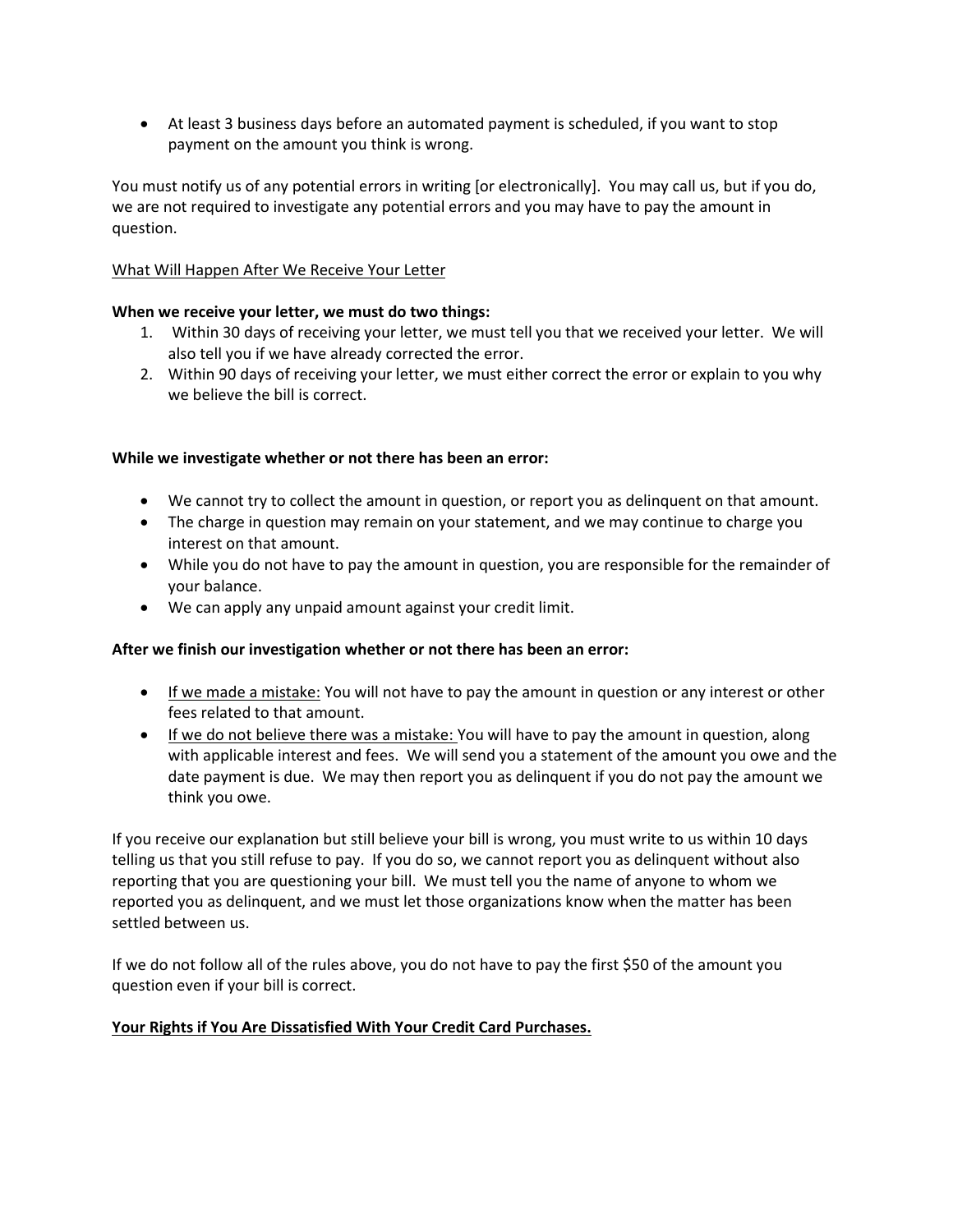- At least 3 business days before an automated payment is scheduled, if you want to stop payment on the amount you think is wrong.

You must notify us of any potential errors in writing [or electronically]. You may call us, but if you do, we are not required to investigate any potential errors and you may have to pay the amount in question.

What Will Happen After We Receive Your Letter

**When we receive your letter, we must do two things:**

1. Within 30 days of receiving your letter, we must tell you that we received your letter. We will also tell you if we have already corrected the error.
2. Within 90 days of receiving your letter, we must either correct the error or explain to you why we believe the bill is correct.

**While we investigate whether or not there has been an error:**

- We cannot try to collect the amount in question, or report you as delinquent on that amount.
- The charge in question may remain on your statement, and we may continue to charge you interest on that amount.
- While you do not have to pay the amount in question, you are responsible for the remainder of your balance.
- We can apply any unpaid amount against your credit limit.

**After we finish our investigation whether or not there has been an error:**

- If we made a mistake: You will not have to pay the amount in question or any interest or other fees related to that amount.
- If we do not believe there was a mistake: You will have to pay the amount in question, along with applicable interest and fees. We will send you a statement of the amount you owe and the date payment is due. We may then report you as delinquent if you do not pay the amount we think you owe.

If you receive our explanation but still believe your bill is wrong, you must write to us within 10 days telling us that you still refuse to pay. If you do so, we cannot report you as delinquent without also reporting that you are questioning your bill. We must tell you the name of anyone to whom we reported you as delinquent, and we must let those organizations know when the matter has been settled between us.

If we do not follow all of the rules above, you do not have to pay the first $50 of the amount you question even if your bill is correct.

**Your Rights if You Are Dissatisfied With Your Credit Card Purchases.**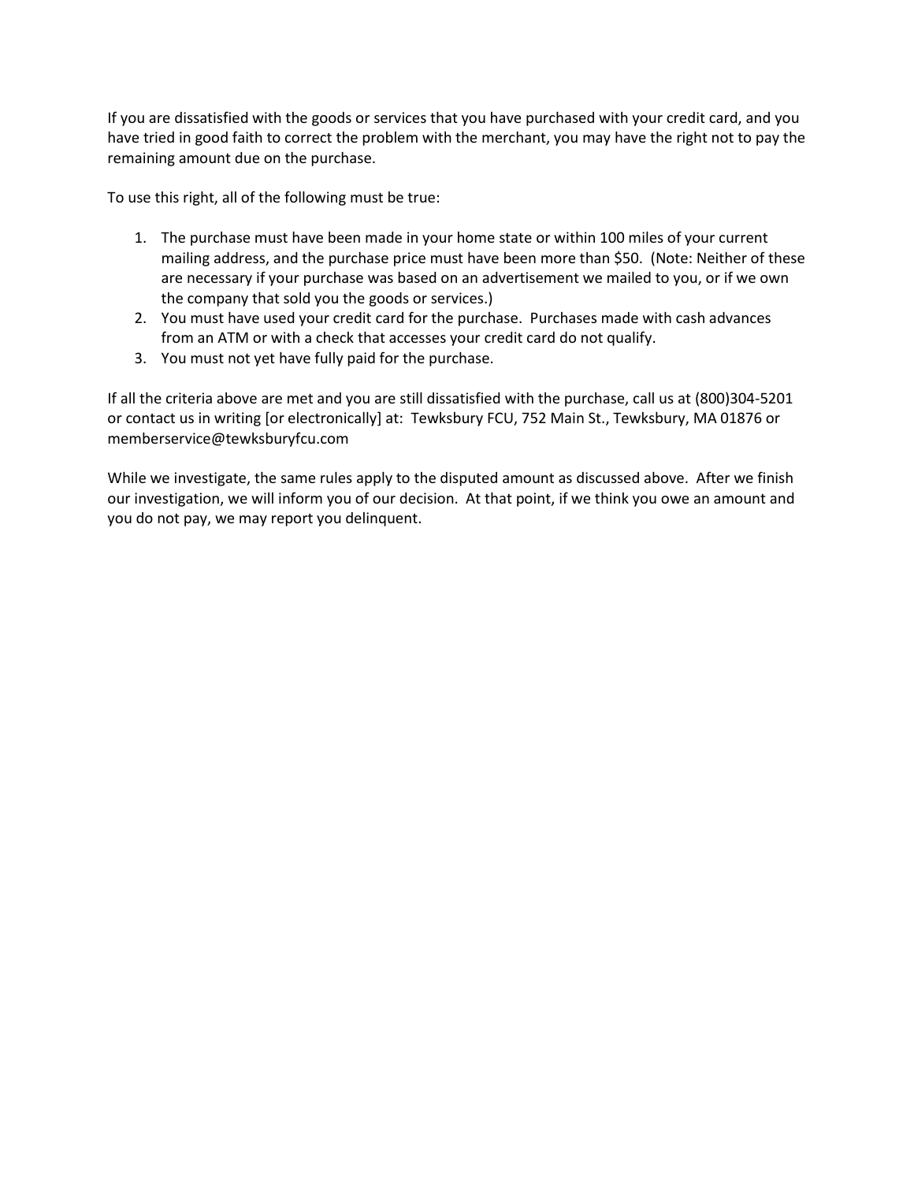If you are dissatisfied with the goods or services that you have purchased with your credit card, and you have tried in good faith to correct the problem with the merchant, you may have the right not to pay the remaining amount due on the purchase.

To use this right, all of the following must be true:

1. The purchase must have been made in your home state or within 100 miles of your current mailing address, and the purchase price must have been more than $50. (Note: Neither of these are necessary if your purchase was based on an advertisement we mailed to you, or if we own the company that sold you the goods or services.)
2. You must have used your credit card for the purchase. Purchases made with cash advances from an ATM or with a check that accesses your credit card do not qualify.
3. You must not yet have fully paid for the purchase.

If all the criteria above are met and you are still dissatisfied with the purchase, call us at (800)304-5201 or contact us in writing [or electronically] at: Tewksbury FCU, 752 Main St., Tewksbury, MA 01876 or memberservice@tewksburyfcu.com

While we investigate, the same rules apply to the disputed amount as discussed above. After we finish our investigation, we will inform you of our decision. At that point, if we think you owe an amount and you do not pay, we may report you delinquent.